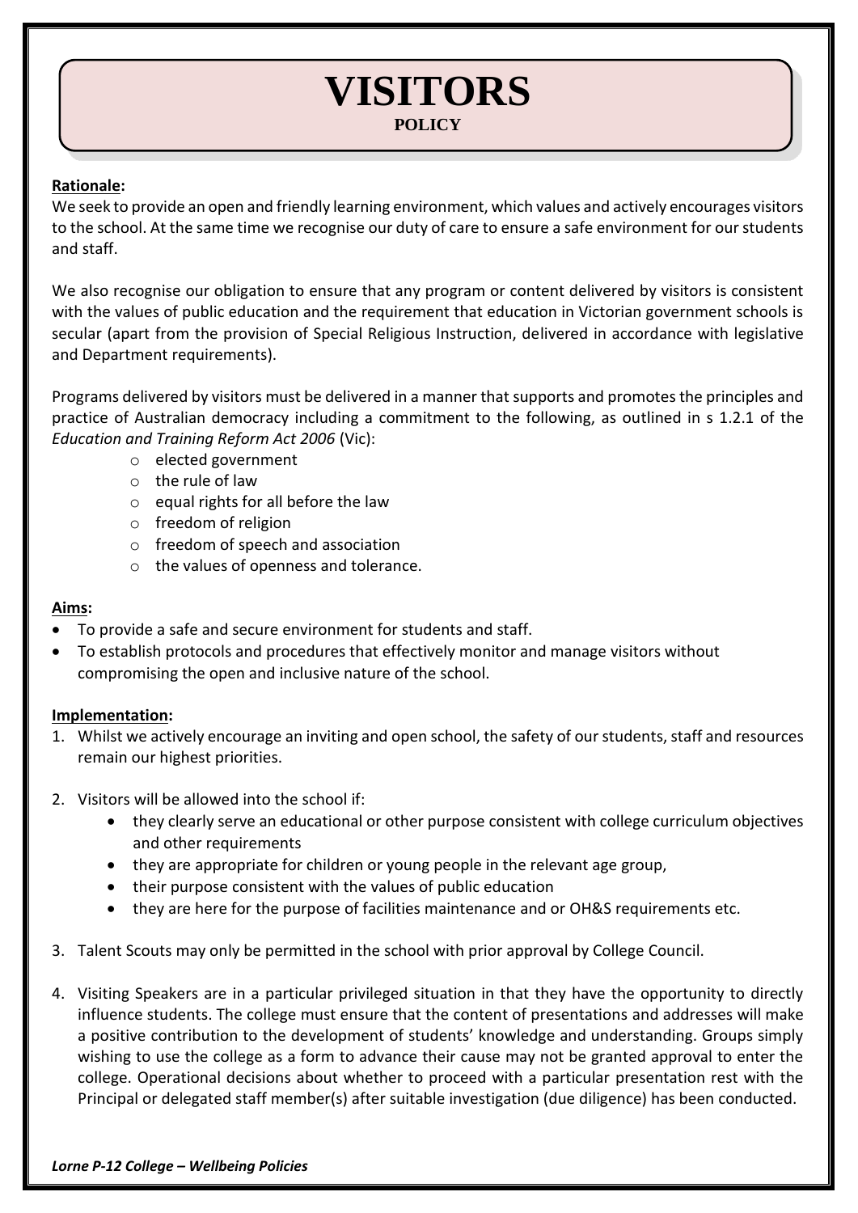# VISITORS

**POLICY**

**Rationale:**

We seek to provide an open and friendly learning environment, which values and actively encourages visitors to the school. At the same time we recognise our duty of care to ensure a safe environment for our students and staff.

We also recognise our obligation to ensure that any program or content delivered by visitors is consistent with the values of public education and the requirement that education in Victorian government schools is secular (apart from the provision of Special Religious Instruction, delivered in accordance with legislative and Department requirements).

Programs delivered by visitors must be delivered in a manner that supports and promotes the principles and practice of Australian democracy including a commitment to the following, as outlined in s 1.2.1 of the *Education and Training Reform Act 2006* (Vic):

- elected government
- the rule of law
- equal rights for all before the law
- freedom of religion
- freedom of speech and association
- the values of openness and tolerance.

**Aims:**

- To provide a safe and secure environment for students and staff.
- To establish protocols and procedures that effectively monitor and manage visitors without compromising the open and inclusive nature of the school.

**Implementation:**

1. Whilst we actively encourage an inviting and open school, the safety of our students, staff and resources remain our highest priorities.

2. Visitors will be allowed into the school if:
   - they clearly serve an educational or other purpose consistent with college curriculum objectives and other requirements
   - they are appropriate for children or young people in the relevant age group,
   - their purpose consistent with the values of public education
   - they are here for the purpose of facilities maintenance and or OH&S requirements etc.

3. Talent Scouts may only be permitted in the school with prior approval by College Council.

4. Visiting Speakers are in a particular privileged situation in that they have the opportunity to directly influence students. The college must ensure that the content of presentations and addresses will make a positive contribution to the development of students' knowledge and understanding. Groups simply wishing to use the college as a form to advance their cause may not be granted approval to enter the college. Operational decisions about whether to proceed with a particular presentation rest with the Principal or delegated staff member(s) after suitable investigation (due diligence) has been conducted.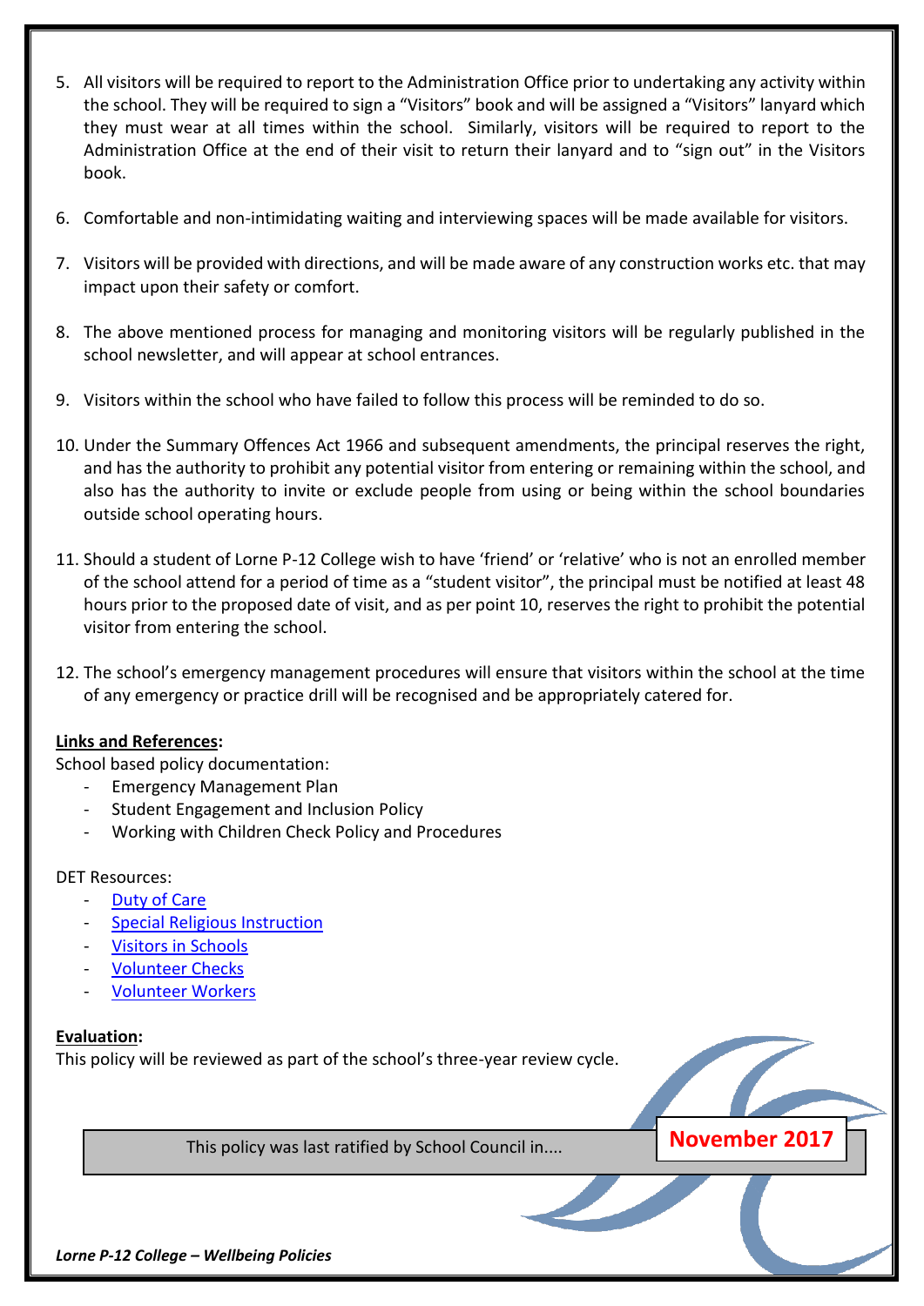5. All visitors will be required to report to the Administration Office prior to undertaking any activity within the school. They will be required to sign a "Visitors" book and will be assigned a "Visitors" lanyard which they must wear at all times within the school. Similarly, visitors will be required to report to the Administration Office at the end of their visit to return their lanyard and to "sign out" in the Visitors book.

6. Comfortable and non-intimidating waiting and interviewing spaces will be made available for visitors.

7. Visitors will be provided with directions, and will be made aware of any construction works etc. that may impact upon their safety or comfort.

8. The above mentioned process for managing and monitoring visitors will be regularly published in the school newsletter, and will appear at school entrances.

9. Visitors within the school who have failed to follow this process will be reminded to do so.

10. Under the Summary Offences Act 1966 and subsequent amendments, the principal reserves the right, and has the authority to prohibit any potential visitor from entering or remaining within the school, and also has the authority to invite or exclude people from using or being within the school boundaries outside school operating hours.

11. Should a student of Lorne P-12 College wish to have 'friend' or 'relative' who is not an enrolled member of the school attend for a period of time as a "student visitor", the principal must be notified at least 48 hours prior to the proposed date of visit, and as per point 10, reserves the right to prohibit the potential visitor from entering the school.

12. The school's emergency management procedures will ensure that visitors within the school at the time of any emergency or practice drill will be recognised and be appropriately catered for.

**Links and References:**

School based policy documentation:

- Emergency Management Plan
- Student Engagement and Inclusion Policy
- Working with Children Check Policy and Procedures

DET Resources:

- Duty of Care
- Special Religious Instruction
- Visitors in Schools
- Volunteer Checks
- Volunteer Workers

**Evaluation:**

This policy will be reviewed as part of the school's three-year review cycle.

This policy was last ratified by School Council in.... **November 2017**